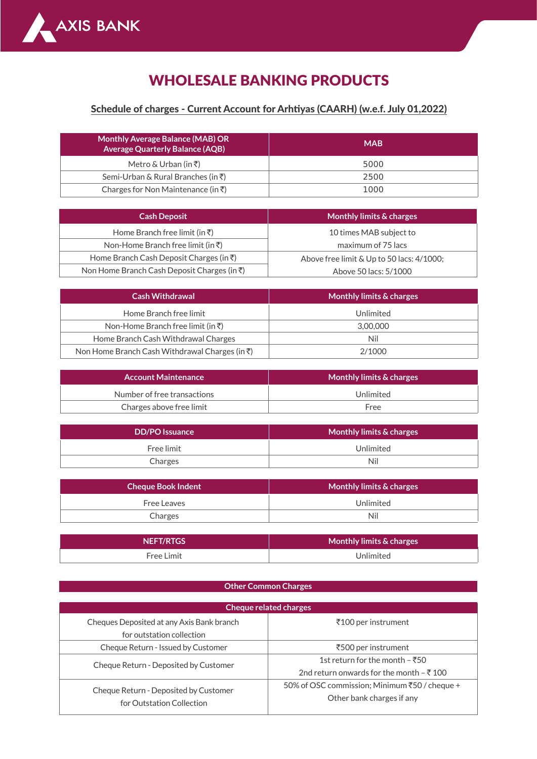AXIS BANK

# WHOLESALE BANKING PRODUCTS

## Schedule of charges - Current Account for Arhtiyas (CAARH) (w.e.f. July 01,2022)

| Monthly Average Balance (MAB) OR Average Quarterly Balance (AQB) | MAB |
|---|---|
| Metro & Urban (in ₹) | 5000 |
| Semi-Urban & Rural Branches (in ₹) | 2500 |
| Charges for Non Maintenance (in ₹) | 1000 |

| Cash Deposit | Monthly limits & charges |
|---|---|
| Home Branch free limit (in ₹) | 10 times MAB subject to maximum of 75 lacs |
| Non-Home Branch free limit (in ₹) | |
| Home Branch Cash Deposit Charges (in ₹) | Above free limit & Up to 50 lacs: 4/1000; Above 50 lacs: 5/1000 |
| Non Home Branch Cash Deposit Charges (in ₹) | |

| Cash Withdrawal | Monthly limits & charges |
|---|---|
| Home Branch free limit | Unlimited |
| Non-Home Branch free limit (in ₹) | 3,00,000 |
| Home Branch Cash Withdrawal Charges | Nil |
| Non Home Branch Cash Withdrawal Charges (in ₹) | 2/1000 |

| Account Maintenance | Monthly limits & charges |
|---|---|
| Number of free transactions | Unlimited |
| Charges above free limit | Free |

| DD/PO Issuance | Monthly limits & charges |
|---|---|
| Free limit | Unlimited |
| Charges | Nil |

| Cheque Book Indent | Monthly limits & charges |
|---|---|
| Free Leaves | Unlimited |
| Charges | Nil |

| NEFT/RTGS | Monthly limits & charges |
|---|---|
| Free Limit | Unlimited |

### Other Common Charges

| Cheque related charges | |
|---|---|
| Cheques Deposited at any Axis Bank branch for outstation collection | ₹100 per instrument |
| Cheque Return - Issued by Customer | ₹500 per instrument |
| Cheque Return - Deposited by Customer | 1st return for the month – ₹50<br>2nd return onwards for the month – ₹ 100 |
| Cheque Return - Deposited by Customer for Outstation Collection | 50% of OSC commission; Minimum ₹50 / cheque + Other bank charges if any |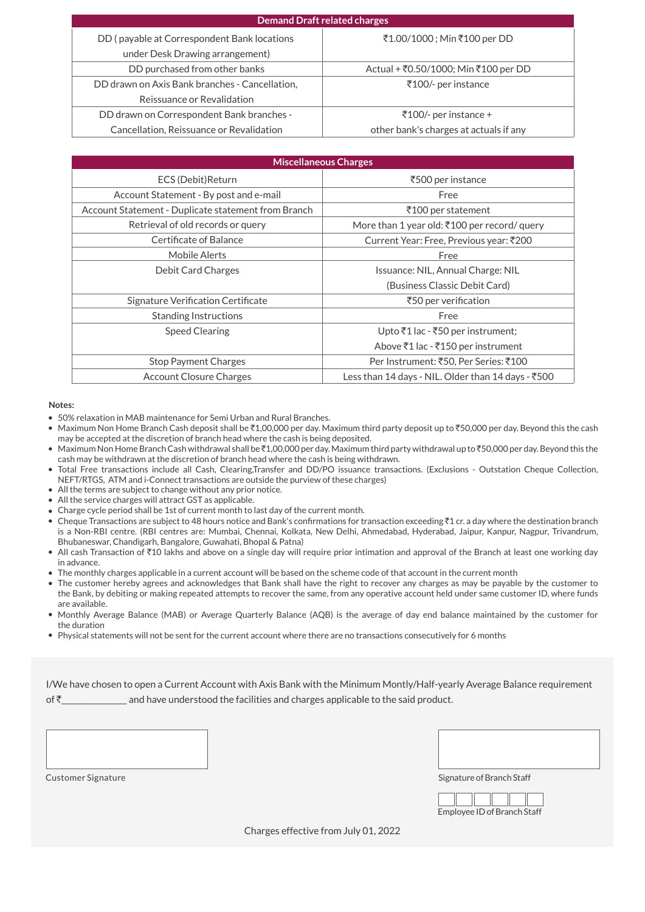| Demand Draft related charges | |
|---|---|
| DD ( payable at Correspondent Bank locations under Desk Drawing arrangement) | ₹1.00/1000 ; Min ₹100 per DD |
| DD purchased from other banks | Actual + ₹0.50/1000; Min ₹100 per DD |
| DD drawn on Axis Bank branches - Cancellation, Reissuance or Revalidation | ₹100/- per instance |
| DD drawn on Correspondent Bank branches - Cancellation, Reissuance or Revalidation | ₹100/- per instance + other bank's charges at actuals if any |

| Miscellaneous Charges | |
|---|---|
| ECS (Debit)Return | ₹500 per instance |
| Account Statement - By post and e-mail | Free |
| Account Statement - Duplicate statement from Branch | ₹100 per statement |
| Retrieval of old records or query | More than 1 year old: ₹100 per record/ query |
| Certificate of Balance | Current Year: Free, Previous year: ₹200 |
| Mobile Alerts | Free |
| Debit Card Charges | Issuance: NIL, Annual Charge: NIL (Business Classic Debit Card) |
| Signature Verification Certificate | ₹50 per verification |
| Standing Instructions | Free |
| Speed Clearing | Upto ₹1 lac - ₹50 per instrument; Above ₹1 lac - ₹150 per instrument |
| Stop Payment Charges | Per Instrument: ₹50, Per Series: ₹100 |
| Account Closure Charges | Less than 14 days - NIL. Older than 14 days - ₹500 |

**Notes:**

- 50% relaxation in MAB maintenance for Semi Urban and Rural Branches.
- Maximum Non Home Branch Cash deposit shall be ₹1,00,000 per day. Maximum third party deposit up to ₹50,000 per day. Beyond this the cash may be accepted at the discretion of branch head where the cash is being deposited.
- Maximum Non Home Branch Cash withdrawal shall be ₹1,00,000 per day. Maximum third party withdrawal up to ₹50,000 per day. Beyond this the cash may be withdrawn at the discretion of branch head where the cash is being withdrawn.
- Total Free transactions include all Cash, Clearing,Transfer and DD/PO issuance transactions. (Exclusions - Outstation Cheque Collection, NEFT/RTGS, ATM and i-Connect transactions are outside the purview of these charges)
- All the terms are subject to change without any prior notice.
- All the service charges will attract GST as applicable.
- Charge cycle period shall be 1st of current month to last day of the current month.
- Cheque Transactions are subject to 48 hours notice and Bank's confirmations for transaction exceeding ₹1 cr. a day where the destination branch is a Non-RBI centre. (RBI centres are: Mumbai, Chennai, Kolkata, New Delhi, Ahmedabad, Hyderabad, Jaipur, Kanpur, Nagpur, Trivandrum, Bhubaneswar, Chandigarh, Bangalore, Guwahati, Bhopal & Patna)
- All cash Transaction of ₹10 lakhs and above on a single day will require prior intimation and approval of the Branch at least one working day in advance.
- The monthly charges applicable in a current account will be based on the scheme code of that account in the current month
- The customer hereby agrees and acknowledges that Bank shall have the right to recover any charges as may be payable by the customer to the Bank, by debiting or making repeated attempts to recover the same, from any operative account held under same customer ID, where funds are available.
- Monthly Average Balance (MAB) or Average Quarterly Balance (AQB) is the average of day end balance maintained by the customer for the duration
- Physical statements will not be sent for the current account where there are no transactions consecutively for 6 months

I/We have chosen to open a Current Account with Axis Bank with the Minimum Montly/Half-yearly Average Balance requirement of ₹_____________ and have understood the facilities and charges applicable to the said product.

Customer Signature

Signature of Branch Staff

Employee ID of Branch Staff

Charges effective from July 01, 2022